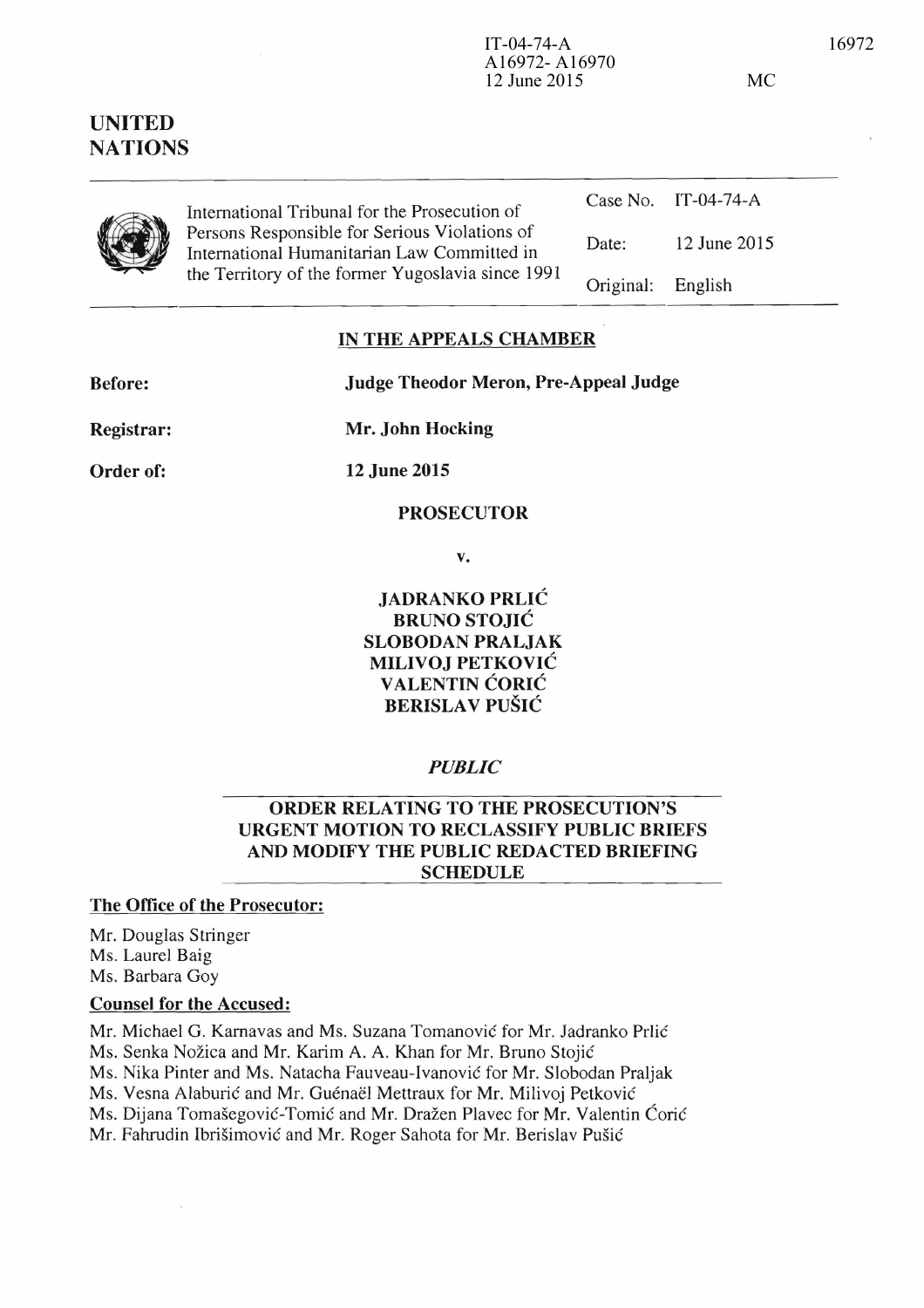IT-04-74-A
A16972- A16970
12 June 2015

MC

# UNITED NATIONS

International Tribunal for the Prosecution of Persons Responsible for Serious Violations of International Humanitarian Law Committed in the Territory of the former Yugoslavia since 1991

| | |
|---|---|
| Case No. | IT-04-74-A |
| Date: | 12 June 2015 |
| Original: | English |

## IN THE APPEALS CHAMBER

**Before:** **Judge Theodor Meron, Pre-Appeal Judge**

**Registrar:** **Mr. John Hocking**

**Order of:** **12 June 2015**

**PROSECUTOR**

**v.**

**JADRANKO PRLIĆ**
**BRUNO STOJIĆ**
**SLOBODAN PRALJAK**
**MILIVOJ PETKOVIĆ**
**VALENTIN ĆORIĆ**
**BERISLAV PUŠIĆ**

*PUBLIC*

## ORDER RELATING TO THE PROSECUTION'S URGENT MOTION TO RECLASSIFY PUBLIC BRIEFS AND MODIFY THE PUBLIC REDACTED BRIEFING SCHEDULE

**The Office of the Prosecutor:**

Mr. Douglas Stringer
Ms. Laurel Baig
Ms. Barbara Goy

**Counsel for the Accused:**

Mr. Michael G. Karnavas and Ms. Suzana Tomanović for Mr. Jadranko Prlić
Ms. Senka Nožica and Mr. Karim A. A. Khan for Mr. Bruno Stojić
Ms. Nika Pinter and Ms. Natacha Fauveau-Ivanović for Mr. Slobodan Praljak
Ms. Vesna Alaburić and Mr. Guénaël Mettraux for Mr. Milivoj Petković
Ms. Dijana Tomašegović-Tomić and Mr. Dražen Plavec for Mr. Valentin Ćorić
Mr. Fahrudin Ibrišimović and Mr. Roger Sahota for Mr. Berislav Pušić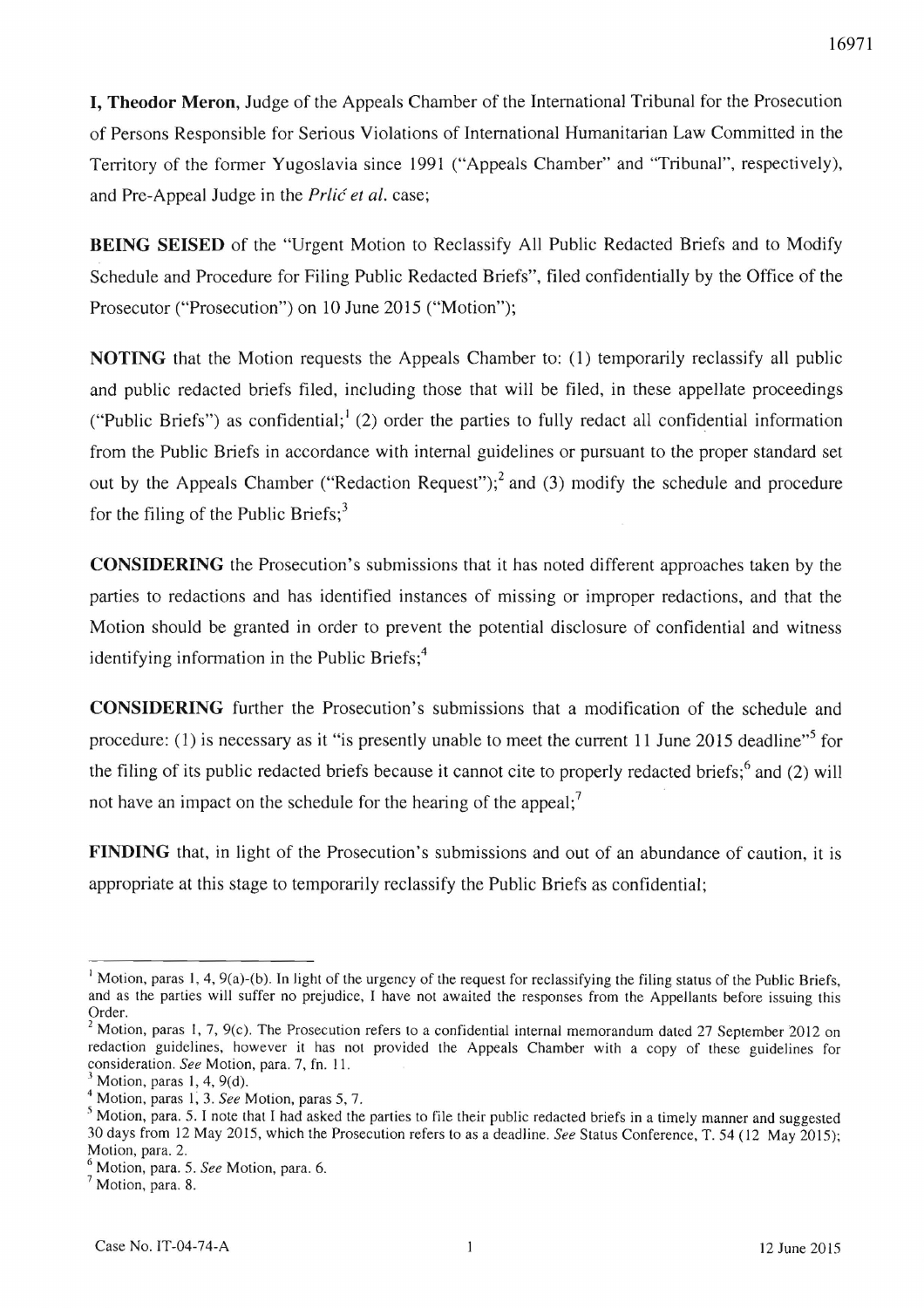**I, Theodor Meron**, Judge of the Appeals Chamber of the International Tribunal for the Prosecution of Persons Responsible for Serious Violations of International Humanitarian Law Committed in the Territory of the former Yugoslavia since 1991 ("Appeals Chamber" and "Tribunal", respectively), and Pre-Appeal Judge in the *Prlić et al.* case;

**BEING SEISED** of the "Urgent Motion to Reclassify All Public Redacted Briefs and to Modify Schedule and Procedure for Filing Public Redacted Briefs", filed confidentially by the Office of the Prosecutor ("Prosecution") on 10 June 2015 ("Motion");

**NOTING** that the Motion requests the Appeals Chamber to: (1) temporarily reclassify all public and public redacted briefs filed, including those that will be filed, in these appellate proceedings ("Public Briefs") as confidential;[1] (2) order the parties to fully redact all confidential information from the Public Briefs in accordance with internal guidelines or pursuant to the proper standard set out by the Appeals Chamber ("Redaction Request");[2] and (3) modify the schedule and procedure for the filing of the Public Briefs;[3]

**CONSIDERING** the Prosecution's submissions that it has noted different approaches taken by the parties to redactions and has identified instances of missing or improper redactions, and that the Motion should be granted in order to prevent the potential disclosure of confidential and witness identifying information in the Public Briefs;[4]

**CONSIDERING** further the Prosecution's submissions that a modification of the schedule and procedure: (1) is necessary as it "is presently unable to meet the current 11 June 2015 deadline"[5] for the filing of its public redacted briefs because it cannot cite to properly redacted briefs;[6] and (2) will not have an impact on the schedule for the hearing of the appeal;[7]

**FINDING** that, in light of the Prosecution's submissions and out of an abundance of caution, it is appropriate at this stage to temporarily reclassify the Public Briefs as confidential;

---

[1] Motion, paras 1, 4, 9(a)-(b). In light of the urgency of the request for reclassifying the filing status of the Public Briefs, and as the parties will suffer no prejudice, I have not awaited the responses from the Appellants before issuing this Order.

[2] Motion, paras 1, 7, 9(c). The Prosecution refers to a confidential internal memorandum dated 27 September 2012 on redaction guidelines, however it has not provided the Appeals Chamber with a copy of these guidelines for consideration. *See* Motion, para. 7, fn. 11.

[3] Motion, paras 1, 4, 9(d).

[4] Motion, paras 1, 3. *See* Motion, paras 5, 7.

[5] Motion, para. 5. I note that I had asked the parties to file their public redacted briefs in a timely manner and suggested 30 days from 12 May 2015, which the Prosecution refers to as a deadline. *See* Status Conference, T. 54 (12 May 2015); Motion, para. 2.

[6] Motion, para. 5. *See* Motion, para. 6.

[7] Motion, para. 8.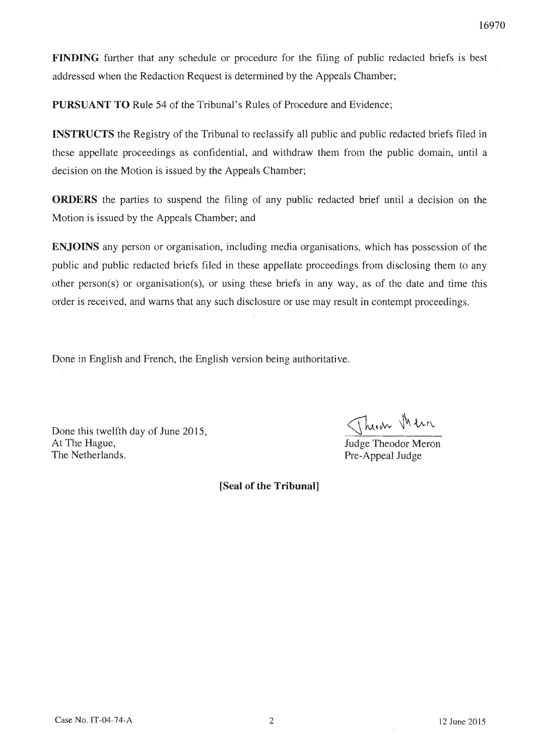**FINDING** further that any schedule or procedure for the filing of public redacted briefs is best addressed when the Redaction Request is determined by the Appeals Chamber;

**PURSUANT TO** Rule 54 of the Tribunal's Rules of Procedure and Evidence;

**INSTRUCTS** the Registry of the Tribunal to reclassify all public and public redacted briefs filed in these appellate proceedings as confidential, and withdraw them from the public domain, until a decision on the Motion is issued by the Appeals Chamber;

**ORDERS** the parties to suspend the filing of any public redacted brief until a decision on the Motion is issued by the Appeals Chamber; and

**ENJOINS** any person or organisation, including media organisations, which has possession of the public and public redacted briefs filed in these appellate proceedings from disclosing them to any other person(s) or organisation(s), or using these briefs in any way, as of the date and time this order is received, and warns that any such disclosure or use may result in contempt proceedings.

Done in English and French, the English version being authoritative.

Done this twelfth day of June 2015,
At The Hague,
The Netherlands.

Judge Theodor Meron
Pre-Appeal Judge

**[Seal of the Tribunal]**